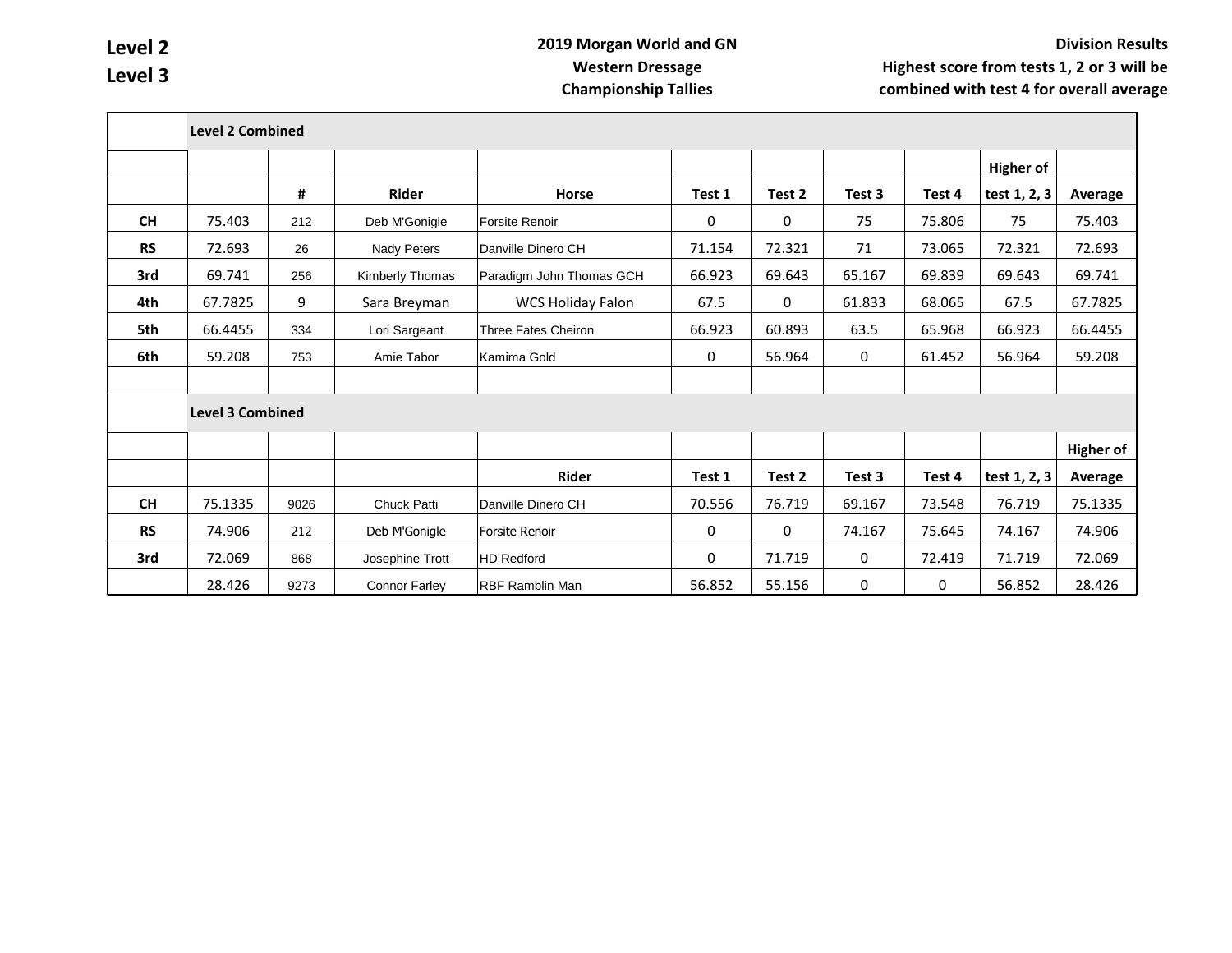**Level 2**
**Level 3**

**2019 Morgan World and GN**
**Western Dressage**
**Championship Tallies**

**Division Results**
**Highest score from tests 1, 2 or 3 will be combined with test 4 for overall average**

| | **Level 2 Combined** | | | | | | | | | |
|---|---|---|---|---|---|---|---|---|---|---|
| | | | | | | | | | **Higher of** | |
| | | **#** | **Rider** | **Horse** | **Test 1** | **Test 2** | **Test 3** | **Test 4** | **test 1, 2, 3** | **Average** |
| **CH** | 75.403 | 212 | Deb M'Gonigle | Forsite Renoir | 0 | 0 | 75 | 75.806 | 75 | 75.403 |
| **RS** | 72.693 | 26 | Nady Peters | Danville Dinero CH | 71.154 | 72.321 | 71 | 73.065 | 72.321 | 72.693 |
| **3rd** | 69.741 | 256 | Kimberly Thomas | Paradigm John Thomas GCH | 66.923 | 69.643 | 65.167 | 69.839 | 69.643 | 69.741 |
| **4th** | 67.7825 | 9 | Sara Breyman | WCS Holiday Falon | 67.5 | 0 | 61.833 | 68.065 | 67.5 | 67.7825 |
| **5th** | 66.4455 | 334 | Lori Sargeant | Three Fates Cheiron | 66.923 | 60.893 | 63.5 | 65.968 | 66.923 | 66.4455 |
| **6th** | 59.208 | 753 | Amie Tabor | Kamima Gold | 0 | 56.964 | 0 | 61.452 | 56.964 | 59.208 |
| | | | | | | | | | | |
| | **Level 3 Combined** | | | | | | | | | |
| | | | | | | | | | | **Higher of** |
| | | | | **Rider** | **Test 1** | **Test 2** | **Test 3** | **Test 4** | **test 1, 2, 3** | **Average** |
| **CH** | 75.1335 | 9026 | Chuck Patti | Danville Dinero CH | 70.556 | 76.719 | 69.167 | 73.548 | 76.719 | 75.1335 |
| **RS** | 74.906 | 212 | Deb M'Gonigle | Forsite Renoir | 0 | 0 | 74.167 | 75.645 | 74.167 | 74.906 |
| **3rd** | 72.069 | 868 | Josephine Trott | HD Redford | 0 | 71.719 | 0 | 72.419 | 71.719 | 72.069 |
| | 28.426 | 9273 | Connor Farley | RBF Ramblin Man | 56.852 | 55.156 | 0 | 0 | 56.852 | 28.426 |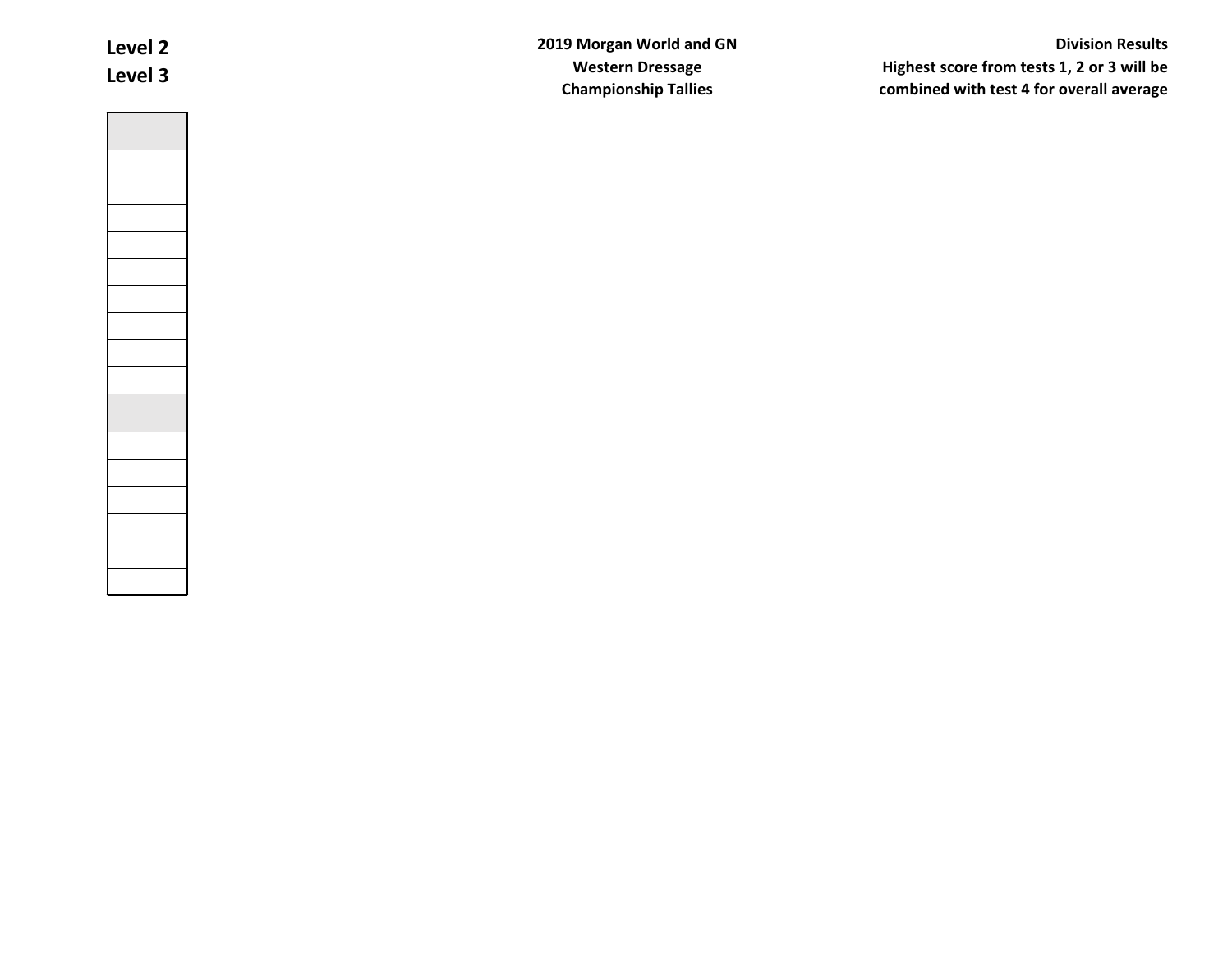**Level 2**
**Level 3**

**2019 Morgan World and GN**
**Western Dressage**
**Championship Tallies**

**Division Results**
**Highest score from tests 1, 2 or 3 will be combined with test 4 for overall average**

| |
|---|
| |
| |
| |
| |
| |
| |
| |
| |
| |
| |
| |
| |
| |
| |
| |
| |